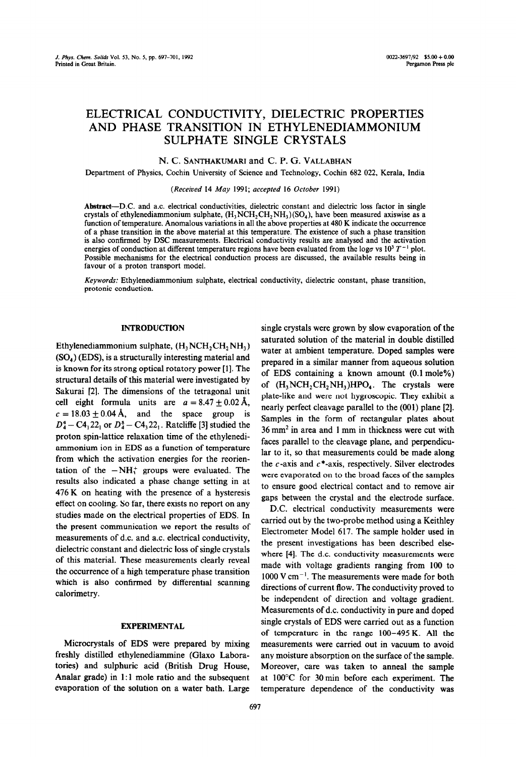# ELECTRICAL CONDUCTIVITY, DIELECTRIC PROPERTIES AND PHASE TRANSITION IN ETHYLENEDIAMMONIUM SULPHATE SINGLE CRYSTALS

N. C. SANTHAKUMARI and C. P. G. VALLABHAN

Department of Physics, Cochin University of Science and Technology, Cochin 682 022, Kerala, India

*(Received 14 May 1991; accepted 16 October 1991)*

**Abstract**—D.C. and a.c. electrical conductivities, dielectric constant and dielectric loss factor in single crystals of ethylenediammonium sulphate, $(H_3NCH_2CH_2NH_3)(SO_4)$, have been measured axiswise as a function of temperature. Anomalous variations in all the above properties at 480 K indicate the occurrence of a phase transition in the above material at this temperature. The existence of such a phase transition is also confirmed by DSC measurements. Electrical conductivity results are analysed and the activation energies of conduction at different temperature regions have been evaluated from the $\log\sigma$ vs $10^3\,T^{-1}$ plot. Possible mechanisms for the electrical conduction process are discussed, the available results being in favour of a proton transport model.

*Keywords:* Ethylenediammonium sulphate, electrical conductivity, dielectric constant, phase transition, protonic conduction.

## INTRODUCTION

Ethylenediammonium sulphate, $(H_3NCH_2CH_2NH_3)(SO_4)$ (EDS), is a structurally interesting material and is known for its strong optical rotatory power [1]. The structural details of this material were investigated by Sakurai [2]. The dimensions of the tetragonal unit cell eight formula units are $a = 8.47 \pm 0.02$ Å, $c = 18.03 \pm 0.04$ Å, and the space group is $D_4^4 - C4_1 22_1$ or $D_4^8 - C4_3 22_1$. Ratcliffe [3] studied the proton spin-lattice relaxation time of the ethylenediammonium ion in EDS as a function of temperature from which the activation energies for the reorientation of the $-NH_3^+$ groups were evaluated. The results also indicated a phase change setting in at 476 K on heating with the presence of a hysteresis effect on cooling. So far, there exists no report on any studies made on the electrical properties of EDS. In the present communication we report the results of measurements of d.c. and a.c. electrical conductivity, dielectric constant and dielectric loss of single crystals of this material. These measurements clearly reveal the occurrence of a high temperature phase transition which is also confirmed by differential scanning calorimetry.

## EXPERIMENTAL

Microcrystals of EDS were prepared by mixing freshly distilled ethylenediammine (Glaxo Laboratories) and sulphuric acid (British Drug House, Analar grade) in 1:1 mole ratio and the subsequent evaporation of the solution on a water bath. Large single crystals were grown by slow evaporation of the saturated solution of the material in double distilled water at ambient temperature. Doped samples were prepared in a similar manner from aqueous solution of EDS containing a known amount (0.1 mole%) of $(H_3NCH_2CH_2NH_3)HPO_4$. The crystals were plate-like and were not hygroscopic. They exhibit a nearly perfect cleavage parallel to the (001) plane [2]. Samples in the form of rectangular plates about 36 mm$^2$ in area and 1 mm in thickness were cut with faces parallel to the cleavage plane, and perpendicular to it, so that measurements could be made along the $c$-axis and $c^*$-axis, respectively. Silver electrodes were evaporated on to the broad faces of the samples to ensure good electrical contact and to remove air gaps between the crystal and the electrode surface.

D.C. electrical conductivity measurements were carried out by the two-probe method using a Keithley Electrometer Model 617. The sample holder used in the present investigations has been described elsewhere [4]. The d.c. conductivity measurements were made with voltage gradients ranging from 100 to 1000 V cm$^{-1}$. The measurements were made for both directions of current flow. The conductivity proved to be independent of direction and voltage gradient. Measurements of d.c. conductivity in pure and doped single crystals of EDS were carried out as a function of temperature in the range 100–495 K. All the measurements were carried out in vacuum to avoid any moisture absorption on the surface of the sample. Moreover, care was taken to anneal the sample at 100°C for 30 min before each experiment. The temperature dependence of the conductivity was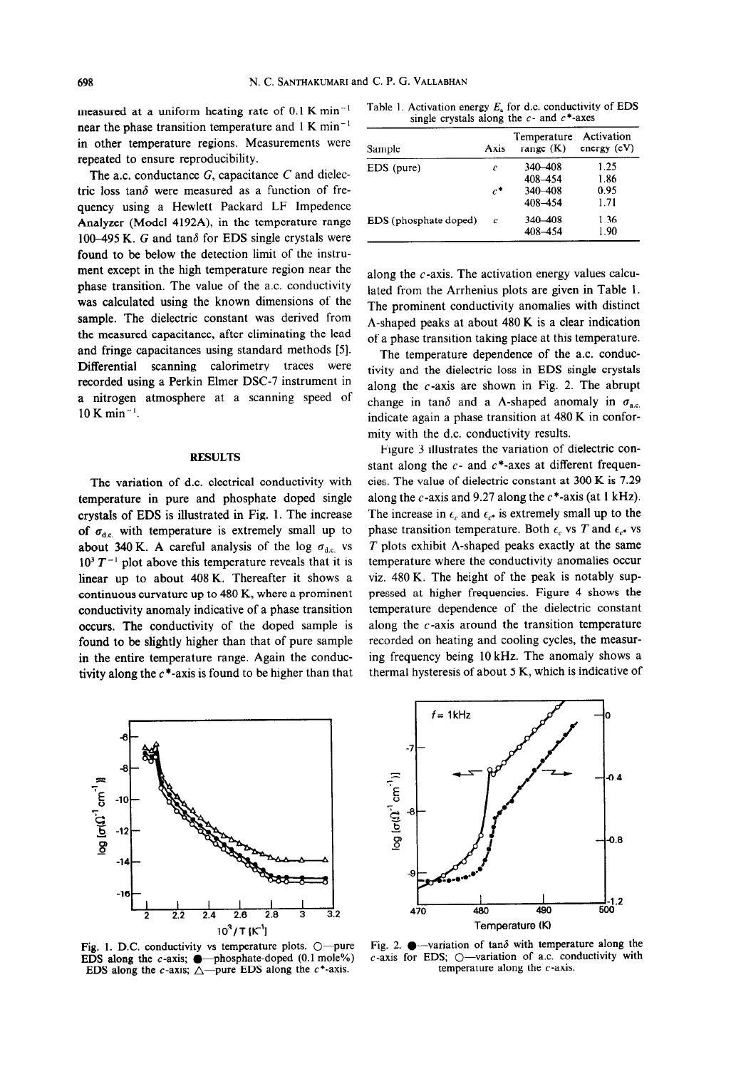measured at a uniform heating rate of 0.1 K $min^{-1}$ near the phase transition temperature and 1 K $min^{-1}$ in other temperature regions. Measurements were repeated to ensure reproducibility.

The a.c. conductance $G$, capacitance $C$ and dielectric loss $\tan\delta$ were measured as a function of frequency using a Hewlett Packard LF Impedence Analyzer (Model 4192A), in the temperature range 100–495 K. $G$ and $\tan\delta$ for EDS single crystals were found to be below the detection limit of the instrument except in the high temperature region near the phase transition. The value of the a.c. conductivity was calculated using the known dimensions of the sample. The dielectric constant was derived from the measured capacitance, after eliminating the lead and fringe capacitances using standard methods [5]. Differential scanning calorimetry traces were recorded using a Perkin Elmer DSC-7 instrument in a nitrogen atmosphere at a scanning speed of 10 K $min^{-1}$.

## RESULTS

The variation of d.c. electrical conductivity with temperature in pure and phosphate doped single crystals of EDS is illustrated in Fig. 1. The increase of $\sigma_{d.c.}$ with temperature is extremely small up to about 340 K. A careful analysis of the log $\sigma_{d.c.}$ vs $10^3\,T^{-1}$ plot above this temperature reveals that it is linear up to about 408 K. Thereafter it shows a continuous curvature up to 480 K, where a prominent conductivity anomaly indicative of a phase transition occurs. The conductivity of the doped sample is found to be slightly higher than that of pure sample in the entire temperature range. Again the conductivity along the $c^*$-axis is found to be higher than that along the $c$-axis. The activation energy values calculated from the Arrhenius plots are given in Table 1. The prominent conductivity anomalies with distinct Λ-shaped peaks at about 480 K is a clear indication of a phase transition taking place at this temperature.

Table 1. Activation energy $E_a$ for d.c. conductivity of EDS single crystals along the $c$- and $c^*$-axes

| Sample | Axis | Temperature range (K) | Activation energy (eV) |
|---|---|---|---|
| EDS (pure) | $c$ | 340–408 | 1.25 |
| | | 408–454 | 1.86 |
| | $c^*$ | 340–408 | 0.95 |
| | | 408–454 | 1.71 |
| EDS (phosphate doped) | $c$ | 340–408 | 1.36 |
| | | 408–454 | 1.90 |

The temperature dependence of the a.c. conductivity and the dielectric loss in EDS single crystals along the $c$-axis are shown in Fig. 2. The abrupt change in $\tan\delta$ and a Λ-shaped anomaly in $\sigma_{a.c.}$ indicate again a phase transition at 480 K in conformity with the d.c. conductivity results.

Figure 3 illustrates the variation of dielectric constant along the $c$- and $c^*$-axes at different frequencies. The value of dielectric constant at 300 K is 7.29 along the $c$-axis and 9.27 along the $c^*$-axis (at 1 kHz). The increase in $\epsilon_c$ and $\epsilon_{c^*}$ is extremely small up to the phase transition temperature. Both $\epsilon_c$ vs $T$ and $\epsilon_{c^*}$ vs $T$ plots exhibit Λ-shaped peaks exactly at the same temperature where the conductivity anomalies occur viz. 480 K. The height of the peak is notably suppressed at higher frequencies. Figure 4 shows the temperature dependence of the dielectric constant along the $c$-axis around the transition temperature recorded on heating and cooling cycles, the measuring frequency being 10 kHz. The anomaly shows a thermal hysteresis of about 5 K, which is indicative of

Fig. 1. D.C. conductivity vs temperature plots. ○—pure EDS along the $c$-axis; ●—phosphate-doped (0.1 mole%) EDS along the $c$-axis; △—pure EDS along the $c^*$-axis.

Fig. 2. ●—variation of $\tan\delta$ with temperature along the $c$-axis for EDS; ○—variation of a.c. conductivity with temperature along the $c$-axis.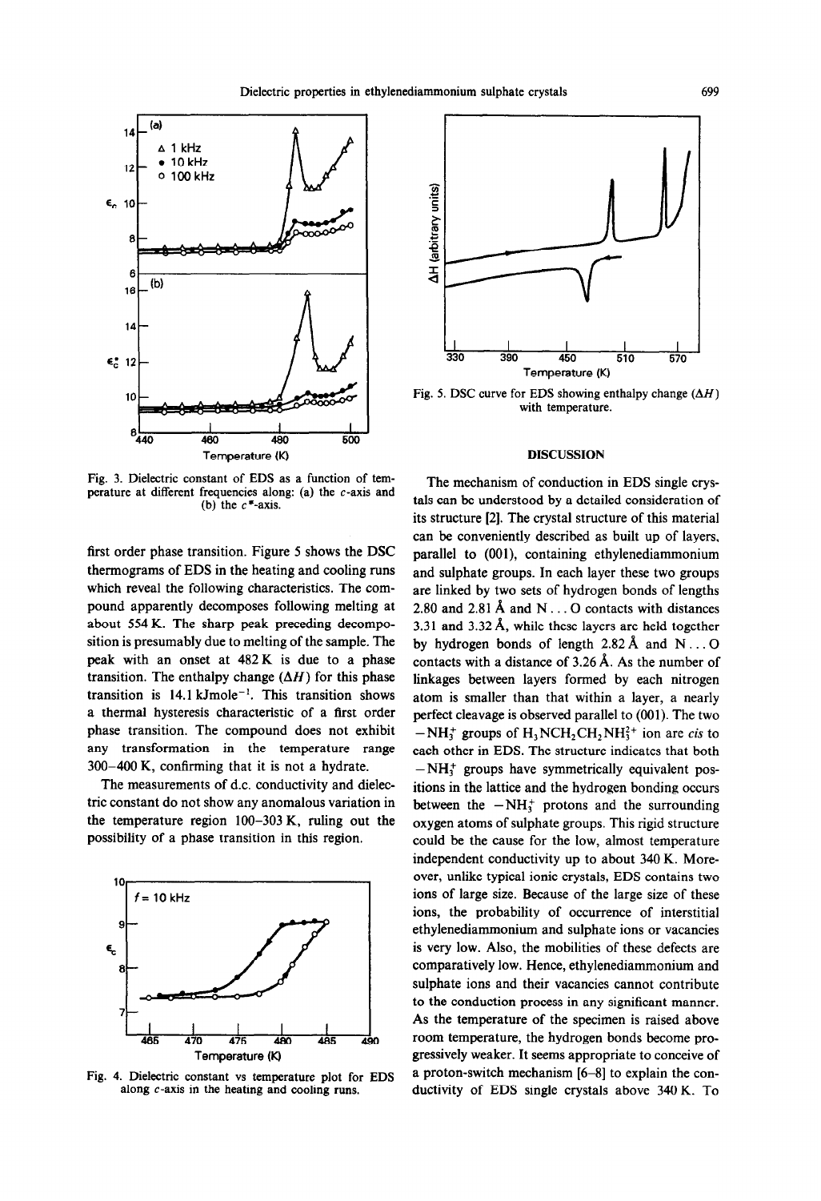Fig. 3. Dielectric constant of EDS as a function of temperature at different frequencies along: (a) the $c$-axis and (b) the $c^*$-axis.

first order phase transition. Figure 5 shows the DSC thermograms of EDS in the heating and cooling runs which reveal the following characteristics. The compound apparently decomposes following melting at about 554 K. The sharp peak preceding decomposition is presumably due to melting of the sample. The peak with an onset at 482 K is due to a phase transition. The enthalpy change ($\Delta H$) for this phase transition is 14.1 $kJmole^{-1}$. This transition shows a thermal hysteresis characteristic of a first order phase transition. The compound does not exhibit any transformation in the temperature range 300–400 K, confirming that it is not a hydrate.

The measurements of d.c. conductivity and dielectric constant do not show any anomalous variation in the temperature region 100–303 K, ruling out the possibility of a phase transition in this region.

Fig. 4. Dielectric constant vs temperature plot for EDS along $c$-axis in the heating and cooling runs.

Fig. 5. DSC curve for EDS showing enthalpy change ($\Delta H$) with temperature.

## DISCUSSION

The mechanism of conduction in EDS single crystals can be understood by a detailed consideration of its structure [2]. The crystal structure of this material can be conveniently described as built up of layers, parallel to (001), containing ethylenediammonium and sulphate groups. In each layer these two groups are linked by two sets of hydrogen bonds of lengths 2.80 and 2.81 Å and N ... O contacts with distances 3.31 and 3.32 Å, while these layers are held together by hydrogen bonds of length 2.82 Å and N ... O contacts with a distance of 3.26 Å. As the number of linkages between layers formed by each nitrogen atom is smaller than that within a layer, a nearly perfect cleavage is observed parallel to (001). The two $-NH_3^+$ groups of $H_3NCH_2CH_2NH_3^{2+}$ ion are *cis* to each other in EDS. The structure indicates that both $-NH_3^+$ groups have symmetrically equivalent positions in the lattice and the hydrogen bonding occurs between the $-NH_3^+$ protons and the surrounding oxygen atoms of sulphate groups. This rigid structure could be the cause for the low, almost temperature independent conductivity up to about 340 K. Moreover, unlike typical ionic crystals, EDS contains two ions of large size. Because of the large size of these ions, the probability of occurrence of interstitial ethylenediammonium and sulphate ions or vacancies is very low. Also, the mobilities of these defects are comparatively low. Hence, ethylenediammonium and sulphate ions and their vacancies cannot contribute to the conduction process in any significant manner. As the temperature of the specimen is raised above room temperature, the hydrogen bonds become progressively weaker. It seems appropriate to conceive of a proton-switch mechanism [6–8] to explain the conductivity of EDS single crystals above 340 K. To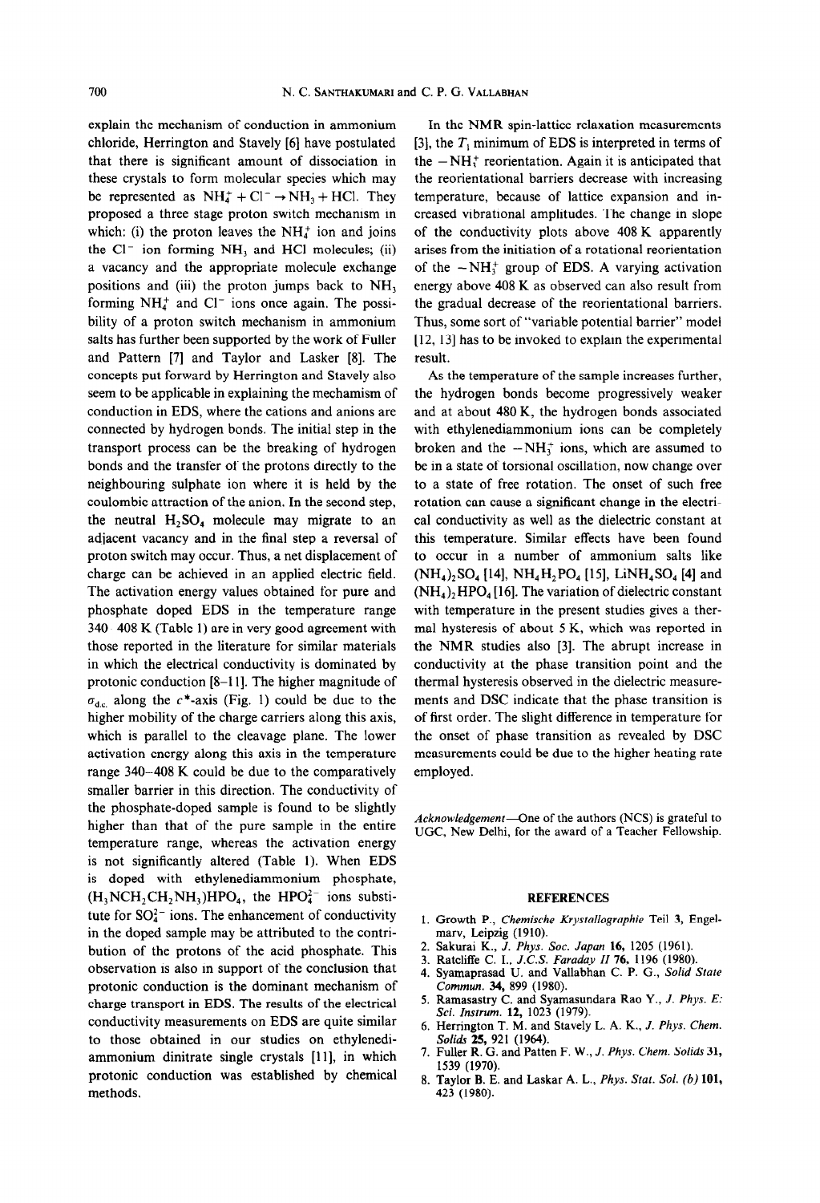explain the mechanism of conduction in ammonium chloride, Herrington and Stavely [6] have postulated that there is significant amount of dissociation in these crystals to form molecular species which may be represented as $NH_4^+ + Cl^- \rightarrow NH_3 + HCl$. They proposed a three stage proton switch mechanism in which: (i) the proton leaves the $NH_4^+$ ion and joins the $Cl^-$ ion forming $NH_3$ and HCl molecules; (ii) a vacancy and the appropriate molecule exchange positions and (iii) the proton jumps back to $NH_3$ forming $NH_4^+$ and $Cl^-$ ions once again. The possibility of a proton switch mechanism in ammonium salts has further been supported by the work of Fuller and Pattern [7] and Taylor and Lasker [8]. The concepts put forward by Herrington and Stavely also seem to be applicable in explaining the mechamism of conduction in EDS, where the cations and anions are connected by hydrogen bonds. The initial step in the transport process can be the breaking of hydrogen bonds and the transfer of the protons directly to the neighbouring sulphate ion where it is held by the coulombic attraction of the anion. In the second step, the neutral $H_2SO_4$ molecule may migrate to an adjacent vacancy and in the final step a reversal of proton switch may occur. Thus, a net displacement of charge can be achieved in an applied electric field. The activation energy values obtained for pure and phosphate doped EDS in the temperature range 340–408 K (Table 1) are in very good agreement with those reported in the literature for similar materials in which the electrical conductivity is dominated by protonic conduction [8–11]. The higher magnitude of $\sigma_{d.c.}$ along the $c^*$-axis (Fig. 1) could be due to the higher mobility of the charge carriers along this axis, which is parallel to the cleavage plane. The lower activation energy along this axis in the temperature range 340–408 K could be due to the comparatively smaller barrier in this direction. The conductivity of the phosphate-doped sample is found to be slightly higher than that of the pure sample in the entire temperature range, whereas the activation energy is not significantly altered (Table 1). When EDS is doped with ethylenediammonium phosphate, $(H_3NCH_2CH_2NH_3)HPO_4$, the $HPO_4^{2-}$ ions substitute for $SO_4^{2-}$ ions. The enhancement of conductivity in the doped sample may be attributed to the contribution of the protons of the acid phosphate. This observation is also in support of the conclusion that protonic conduction is the dominant mechanism of charge transport in EDS. The results of the electrical conductivity measurements on EDS are quite similar to those obtained in our studies on ethylenediammonium dinitrate single crystals [11], in which protonic conduction was established by chemical methods.

In the NMR spin-lattice relaxation measurements [3], the $T_1$ minimum of EDS is interpreted in terms of the $-NH_3^+$ reorientation. Again it is anticipated that the reorientational barriers decrease with increasing temperature, because of lattice expansion and increased vibrational amplitudes. The change in slope of the conductivity plots above 408 K apparently arises from the initiation of a rotational reorientation of the $-NH_3^+$ group of EDS. A varying activation energy above 408 K as observed can also result from the gradual decrease of the reorientational barriers. Thus, some sort of "variable potential barrier" model [12, 13] has to be invoked to explain the experimental result.

As the temperature of the sample increases further, the hydrogen bonds become progressively weaker and at about 480 K, the hydrogen bonds associated with ethylenediammonium ions can be completely broken and the $-NH_3^+$ ions, which are assumed to be in a state of torsional oscillation, now change over to a state of free rotation. The onset of such free rotation can cause a significant change in the electrical conductivity as well as the dielectric constant at this temperature. Similar effects have been found to occur in a number of ammonium salts like $(NH_4)_2SO_4$ [14], $NH_4H_2PO_4$ [15], $LiNH_4SO_4$ [4] and $(NH_4)_2HPO_4$ [16]. The variation of dielectric constant with temperature in the present studies gives a thermal hysteresis of about 5 K, which was reported in the NMR studies also [3]. The abrupt increase in conductivity at the phase transition point and the thermal hysteresis observed in the dielectric measurements and DSC indicate that the phase transition is of first order. The slight difference in temperature for the onset of phase transition as revealed by DSC measurements could be due to the higher heating rate employed.

*Acknowledgement*—One of the authors (NCS) is grateful to UGC, New Delhi, for the award of a Teacher Fellowship.

## REFERENCES

1. Growth P., *Chemische Krystallographie* Teil 3, Engelmarv, Leipzig (1910).
2. Sakurai K., *J. Phys. Soc. Japan* **16**, 1205 (1961).
3. Ratcliffe C. I., *J.C.S. Faraday II* **76**, 1196 (1980).
4. Syamaprasad U. and Vallabhan C. P. G., *Solid State Commun.* **34**, 899 (1980).
5. Ramasastry C. and Syamasundara Rao Y., *J. Phys. E: Sci. Instrum.* **12**, 1023 (1979).
6. Herrington T. M. and Stavely L. A. K., *J. Phys. Chem. Solids* **25**, 921 (1964).
7. Fuller R. G. and Patten F. W., *J. Phys. Chem. Solids* **31**, 1539 (1970).
8. Taylor B. E. and Laskar A. L., *Phys. Stat. Sol. (b)* **101**, 423 (1980).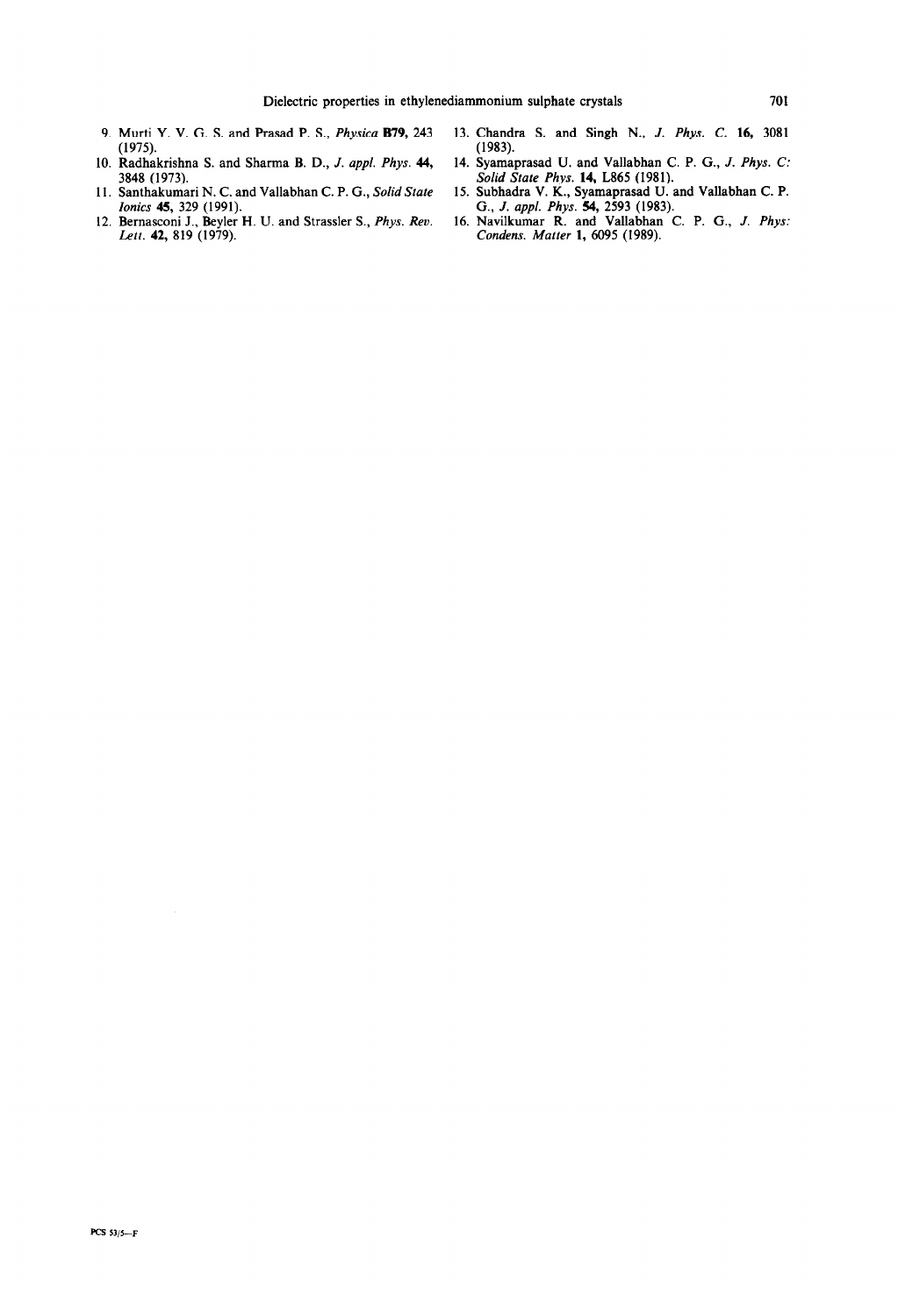9. Murti Y. V. G. S. and Prasad P. S., *Physica* **B79**, 243 (1975).
10. Radhakrishna S. and Sharma B. D., *J. appl. Phys.* **44**, 3848 (1973).
11. Santhakumari N. C. and Vallabhan C. P. G., *Solid State Ionics* **45**, 329 (1991).
12. Bernasconi J., Beyler H. U. and Strassler S., *Phys. Rev. Lett.* **42**, 819 (1979).
13. Chandra S. and Singh N., *J. Phys. C.* **16**, 3081 (1983).
14. Syamaprasad U. and Vallabhan C. P. G., *J. Phys. C: Solid State Phys.* **14**, L865 (1981).
15. Subhadra V. K., Syamaprasad U. and Vallabhan C. P. G., *J. appl. Phys.* **54**, 2593 (1983).
16. Navilkumar R. and Vallabhan C. P. G., *J. Phys: Condens. Matter* **1**, 6095 (1989).